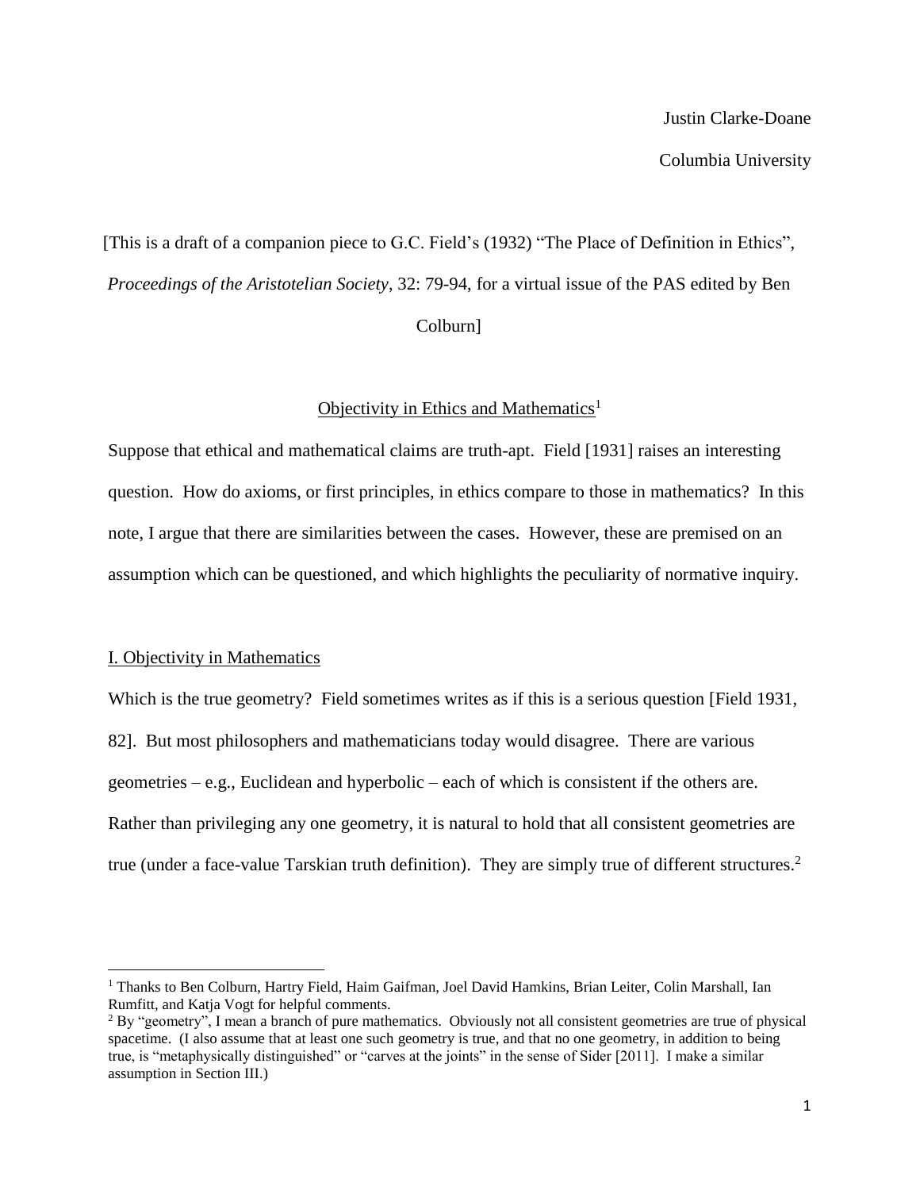Justin Clarke-Doane

Columbia University

[This is a draft of a companion piece to G.C. Field's (1932) "The Place of Definition in Ethics", *Proceedings of the Aristotelian Society*, 32: 79-94, for a virtual issue of the PAS edited by Ben Colburn]

# Objectivity in Ethics and Mathematics[1]

Suppose that ethical and mathematical claims are truth-apt. Field [1931] raises an interesting question. How do axioms, or first principles, in ethics compare to those in mathematics? In this note, I argue that there are similarities between the cases. However, these are premised on an assumption which can be questioned, and which highlights the peculiarity of normative inquiry.

## I. Objectivity in Mathematics

Which is the true geometry? Field sometimes writes as if this is a serious question [Field 1931, 82]. But most philosophers and mathematicians today would disagree. There are various geometries – e.g., Euclidean and hyperbolic – each of which is consistent if the others are. Rather than privileging any one geometry, it is natural to hold that all consistent geometries are true (under a face-value Tarskian truth definition). They are simply true of different structures.[2]

---

[1] Thanks to Ben Colburn, Hartry Field, Haim Gaifman, Joel David Hamkins, Brian Leiter, Colin Marshall, Ian Rumfitt, and Katja Vogt for helpful comments.

[2] By "geometry", I mean a branch of pure mathematics. Obviously not all consistent geometries are true of physical spacetime. (I also assume that at least one such geometry is true, and that no one geometry, in addition to being true, is "metaphysically distinguished" or "carves at the joints" in the sense of Sider [2011]. I make a similar assumption in Section III.)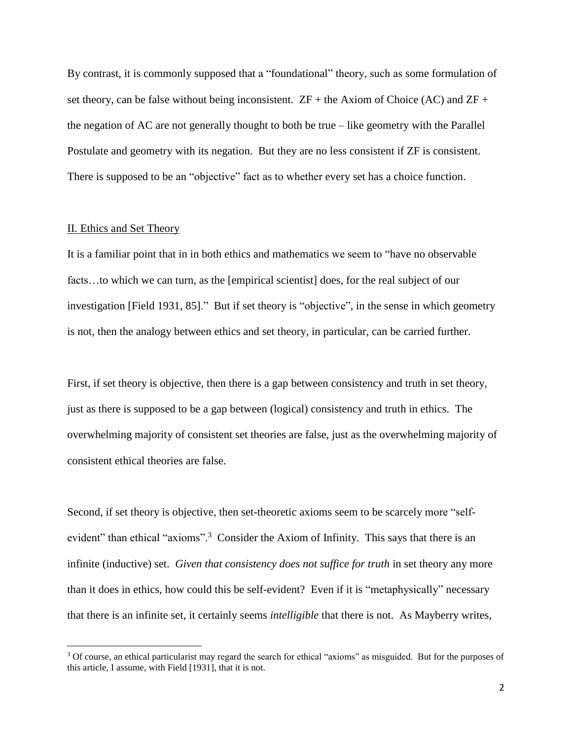By contrast, it is commonly supposed that a "foundational" theory, such as some formulation of set theory, can be false without being inconsistent. ZF + the Axiom of Choice (AC) and ZF + the negation of AC are not generally thought to both be true – like geometry with the Parallel Postulate and geometry with its negation. But they are no less consistent if ZF is consistent. There is supposed to be an "objective" fact as to whether every set has a choice function.

## II. Ethics and Set Theory

It is a familiar point that in in both ethics and mathematics we seem to "have no observable facts…to which we can turn, as the [empirical scientist] does, for the real subject of our investigation [Field 1931, 85]." But if set theory is "objective", in the sense in which geometry is not, then the analogy between ethics and set theory, in particular, can be carried further.

First, if set theory is objective, then there is a gap between consistency and truth in set theory, just as there is supposed to be a gap between (logical) consistency and truth in ethics. The overwhelming majority of consistent set theories are false, just as the overwhelming majority of consistent ethical theories are false.

Second, if set theory is objective, then set-theoretic axioms seem to be scarcely more "self-evident" than ethical "axioms".[3] Consider the Axiom of Infinity. This says that there is an infinite (inductive) set. *Given that consistency does not suffice for truth* in set theory any more than it does in ethics, how could this be self-evident? Even if it is "metaphysically" necessary that there is an infinite set, it certainly seems *intelligible* that there is not. As Mayberry writes,

[3] Of course, an ethical particularist may regard the search for ethical "axioms" as misguided. But for the purposes of this article, I assume, with Field [1931], that it is not.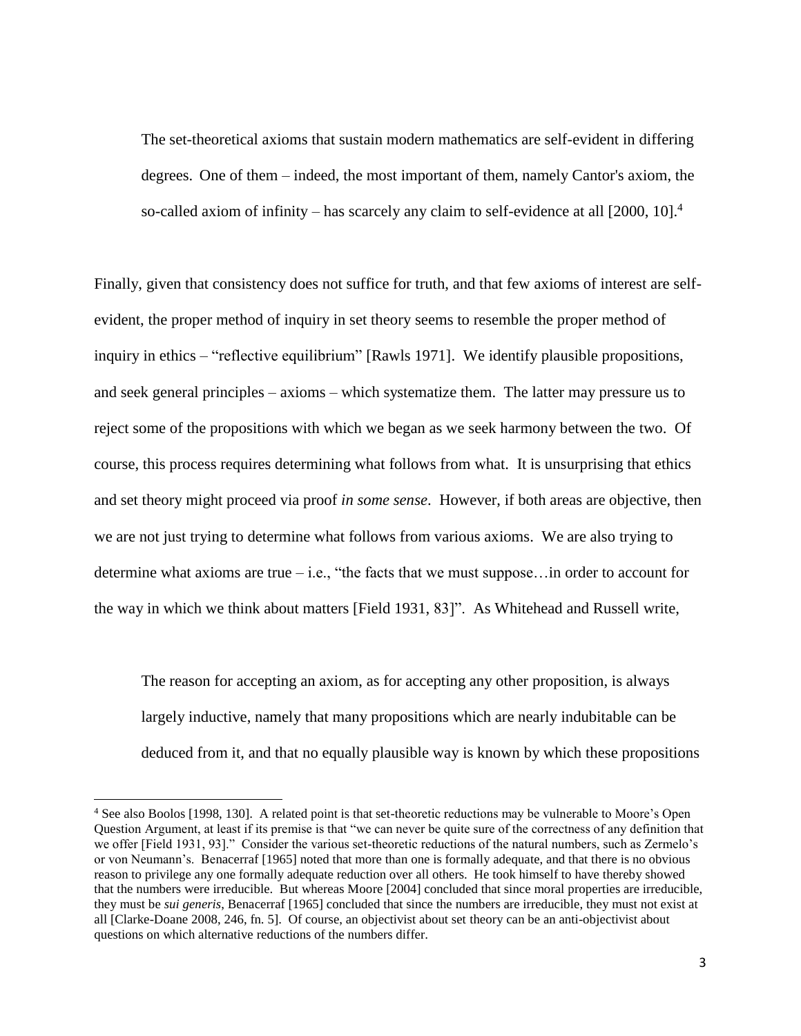> The set-theoretical axioms that sustain modern mathematics are self-evident in differing degrees. One of them – indeed, the most important of them, namely Cantor's axiom, the so-called axiom of infinity – has scarcely any claim to self-evidence at all [2000, 10].[4]

Finally, given that consistency does not suffice for truth, and that few axioms of interest are self-evident, the proper method of inquiry in set theory seems to resemble the proper method of inquiry in ethics – "reflective equilibrium" [Rawls 1971]. We identify plausible propositions, and seek general principles – axioms – which systematize them. The latter may pressure us to reject some of the propositions with which we began as we seek harmony between the two. Of course, this process requires determining what follows from what. It is unsurprising that ethics and set theory might proceed via proof *in some sense*. However, if both areas are objective, then we are not just trying to determine what follows from various axioms. We are also trying to determine what axioms are true – i.e., "the facts that we must suppose…in order to account for the way in which we think about matters [Field 1931, 83]". As Whitehead and Russell write,

> The reason for accepting an axiom, as for accepting any other proposition, is always largely inductive, namely that many propositions which are nearly indubitable can be deduced from it, and that no equally plausible way is known by which these propositions

---

[4] See also Boolos [1998, 130]. A related point is that set-theoretic reductions may be vulnerable to Moore's Open Question Argument, at least if its premise is that "we can never be quite sure of the correctness of any definition that we offer [Field 1931, 93]." Consider the various set-theoretic reductions of the natural numbers, such as Zermelo's or von Neumann's. Benacerraf [1965] noted that more than one is formally adequate, and that there is no obvious reason to privilege any one formally adequate reduction over all others. He took himself to have thereby showed that the numbers were irreducible. But whereas Moore [2004] concluded that since moral properties are irreducible, they must be *sui generis*, Benacerraf [1965] concluded that since the numbers are irreducible, they must not exist at all [Clarke-Doane 2008, 246, fn. 5]. Of course, an objectivist about set theory can be an anti-objectivist about questions on which alternative reductions of the numbers differ.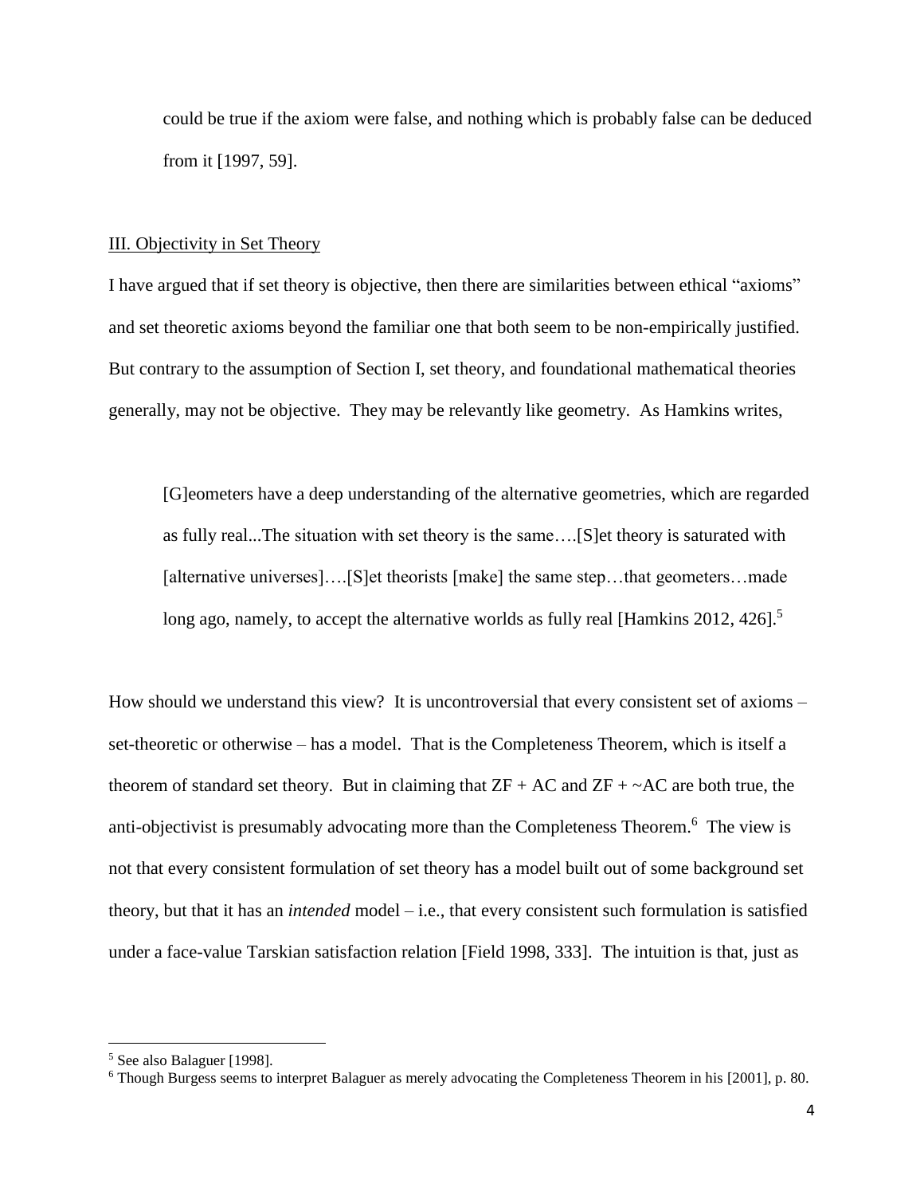could be true if the axiom were false, and nothing which is probably false can be deduced from it [1997, 59].

## III. Objectivity in Set Theory

I have argued that if set theory is objective, then there are similarities between ethical "axioms" and set theoretic axioms beyond the familiar one that both seem to be non-empirically justified. But contrary to the assumption of Section I, set theory, and foundational mathematical theories generally, may not be objective. They may be relevantly like geometry. As Hamkins writes,

> [G]eometers have a deep understanding of the alternative geometries, which are regarded as fully real...The situation with set theory is the same….[S]et theory is saturated with [alternative universes]….[S]et theorists [make] the same step…that geometers…made long ago, namely, to accept the alternative worlds as fully real [Hamkins 2012, 426].[5]

How should we understand this view? It is uncontroversial that every consistent set of axioms – set-theoretic or otherwise – has a model. That is the Completeness Theorem, which is itself a theorem of standard set theory. But in claiming that ZF + AC and ZF + ~AC are both true, the anti-objectivist is presumably advocating more than the Completeness Theorem.[6] The view is not that every consistent formulation of set theory has a model built out of some background set theory, but that it has an *intended* model – i.e., that every consistent such formulation is satisfied under a face-value Tarskian satisfaction relation [Field 1998, 333]. The intuition is that, just as

---

[5] See also Balaguer [1998].

[6] Though Burgess seems to interpret Balaguer as merely advocating the Completeness Theorem in his [2001], p. 80.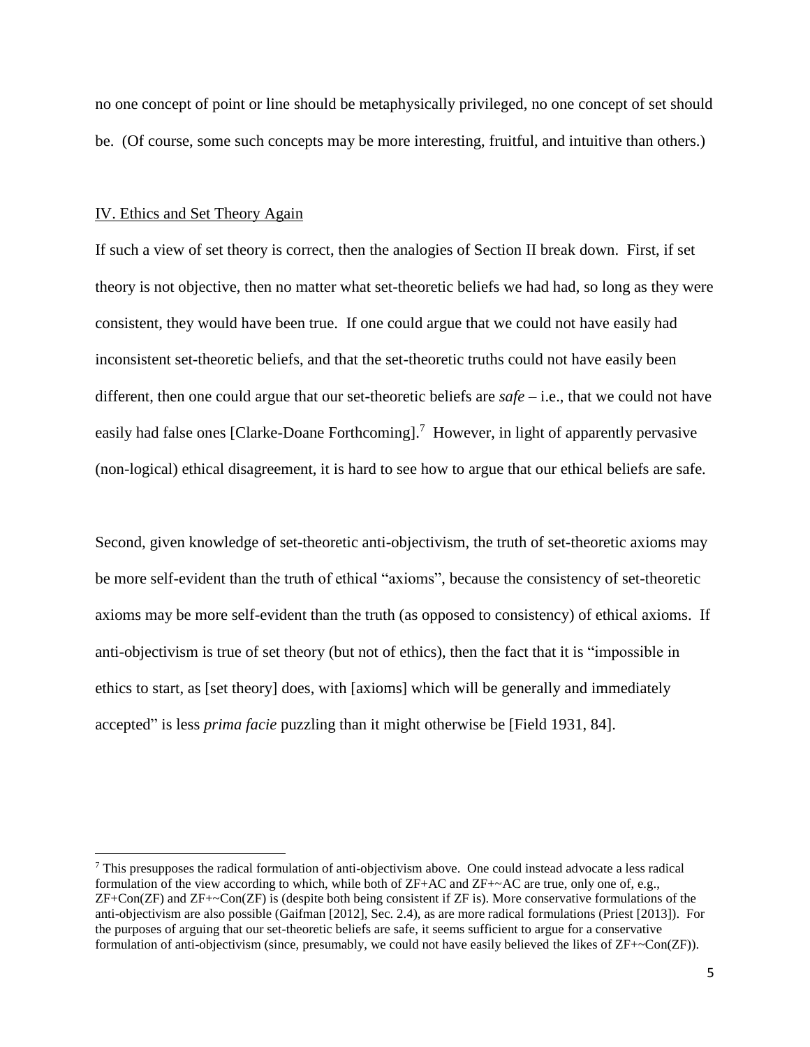no one concept of point or line should be metaphysically privileged, no one concept of set should be. (Of course, some such concepts may be more interesting, fruitful, and intuitive than others.)

## IV. Ethics and Set Theory Again

If such a view of set theory is correct, then the analogies of Section II break down. First, if set theory is not objective, then no matter what set-theoretic beliefs we had had, so long as they were consistent, they would have been true. If one could argue that we could not have easily had inconsistent set-theoretic beliefs, and that the set-theoretic truths could not have easily been different, then one could argue that our set-theoretic beliefs are *safe* – i.e., that we could not have easily had false ones [Clarke-Doane Forthcoming].[7] However, in light of apparently pervasive (non-logical) ethical disagreement, it is hard to see how to argue that our ethical beliefs are safe.

Second, given knowledge of set-theoretic anti-objectivism, the truth of set-theoretic axioms may be more self-evident than the truth of ethical "axioms", because the consistency of set-theoretic axioms may be more self-evident than the truth (as opposed to consistency) of ethical axioms. If anti-objectivism is true of set theory (but not of ethics), then the fact that it is "impossible in ethics to start, as [set theory] does, with [axioms] which will be generally and immediately accepted" is less *prima facie* puzzling than it might otherwise be [Field 1931, 84].

---

[7] This presupposes the radical formulation of anti-objectivism above. One could instead advocate a less radical formulation of the view according to which, while both of ZF+AC and ZF+~AC are true, only one of, e.g., ZF+Con(ZF) and ZF+~Con(ZF) is (despite both being consistent if ZF is). More conservative formulations of the anti-objectivism are also possible (Gaifman [2012], Sec. 2.4), as are more radical formulations (Priest [2013]). For the purposes of arguing that our set-theoretic beliefs are safe, it seems sufficient to argue for a conservative formulation of anti-objectivism (since, presumably, we could not have easily believed the likes of ZF+~Con(ZF)).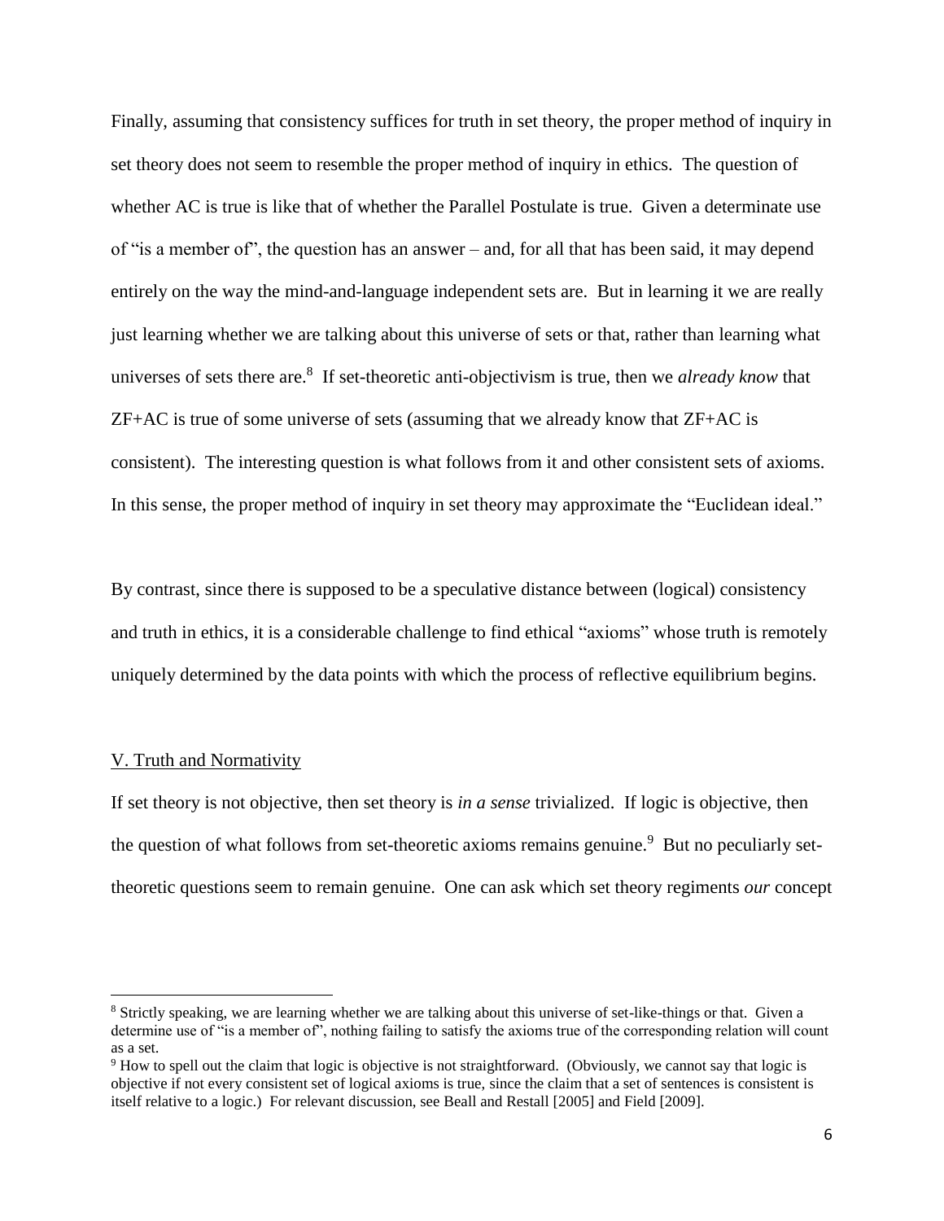Finally, assuming that consistency suffices for truth in set theory, the proper method of inquiry in set theory does not seem to resemble the proper method of inquiry in ethics. The question of whether AC is true is like that of whether the Parallel Postulate is true. Given a determinate use of "is a member of", the question has an answer – and, for all that has been said, it may depend entirely on the way the mind-and-language independent sets are. But in learning it we are really just learning whether we are talking about this universe of sets or that, rather than learning what universes of sets there are.[8] If set-theoretic anti-objectivism is true, then we *already know* that ZF+AC is true of some universe of sets (assuming that we already know that ZF+AC is consistent). The interesting question is what follows from it and other consistent sets of axioms. In this sense, the proper method of inquiry in set theory may approximate the "Euclidean ideal."

By contrast, since there is supposed to be a speculative distance between (logical) consistency and truth in ethics, it is a considerable challenge to find ethical "axioms" whose truth is remotely uniquely determined by the data points with which the process of reflective equilibrium begins.

## V. Truth and Normativity

If set theory is not objective, then set theory is *in a sense* trivialized. If logic is objective, then the question of what follows from set-theoretic axioms remains genuine.[9] But no peculiarly set-theoretic questions seem to remain genuine. One can ask which set theory regiments *our* concept

---

[8] Strictly speaking, we are learning whether we are talking about this universe of set-like-things or that. Given a determine use of "is a member of", nothing failing to satisfy the axioms true of the corresponding relation will count as a set.

[9] How to spell out the claim that logic is objective is not straightforward. (Obviously, we cannot say that logic is objective if not every consistent set of logical axioms is true, since the claim that a set of sentences is consistent is itself relative to a logic.) For relevant discussion, see Beall and Restall [2005] and Field [2009].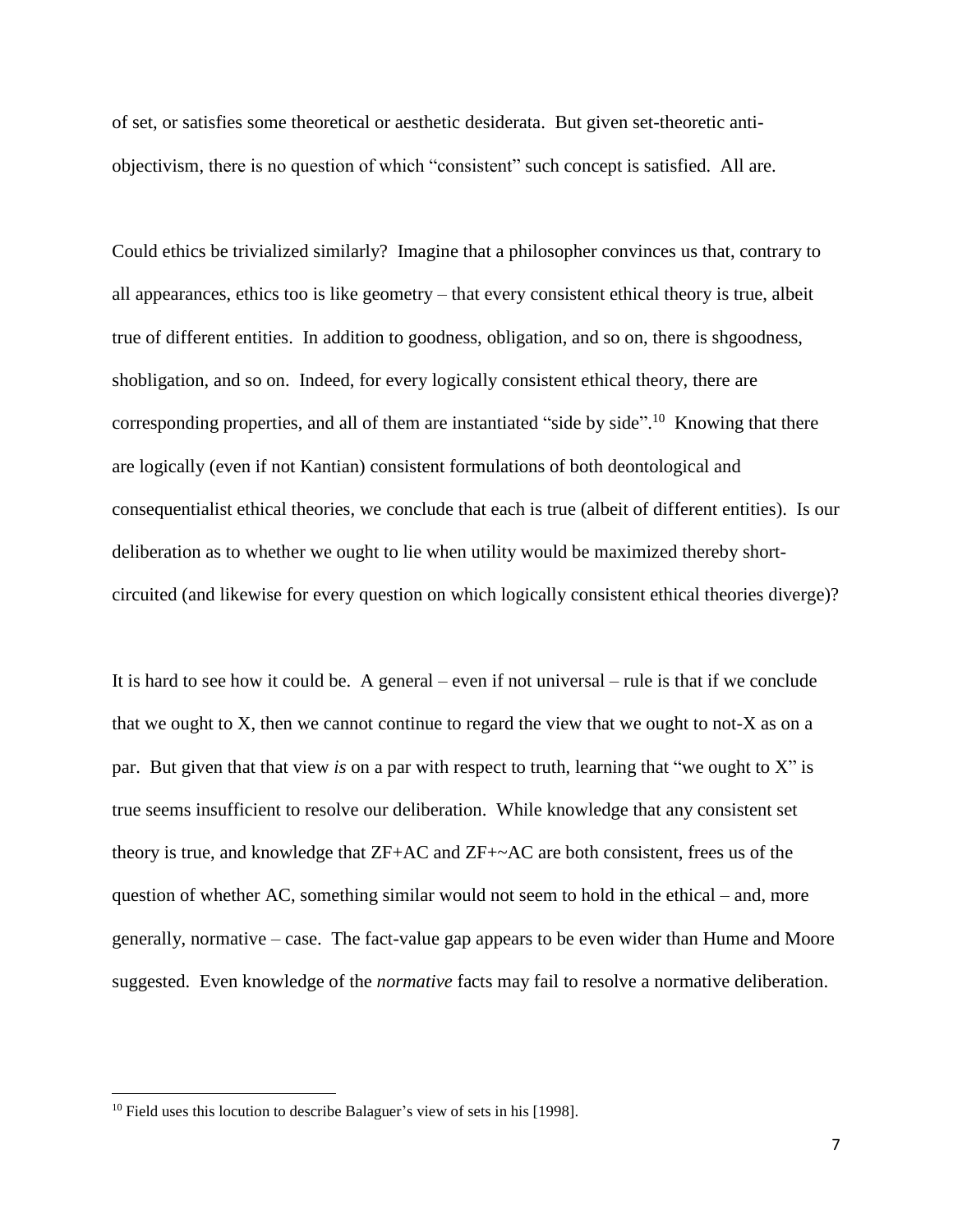of set, or satisfies some theoretical or aesthetic desiderata. But given set-theoretic anti-objectivism, there is no question of which "consistent" such concept is satisfied. All are.

Could ethics be trivialized similarly? Imagine that a philosopher convinces us that, contrary to all appearances, ethics too is like geometry – that every consistent ethical theory is true, albeit true of different entities. In addition to goodness, obligation, and so on, there is shgoodness, shobligation, and so on. Indeed, for every logically consistent ethical theory, there are corresponding properties, and all of them are instantiated "side by side".[10] Knowing that there are logically (even if not Kantian) consistent formulations of both deontological and consequentialist ethical theories, we conclude that each is true (albeit of different entities). Is our deliberation as to whether we ought to lie when utility would be maximized thereby short-circuited (and likewise for every question on which logically consistent ethical theories diverge)?

It is hard to see how it could be. A general – even if not universal – rule is that if we conclude that we ought to X, then we cannot continue to regard the view that we ought to not-X as on a par. But given that that view *is* on a par with respect to truth, learning that "we ought to X" is true seems insufficient to resolve our deliberation. While knowledge that any consistent set theory is true, and knowledge that ZF+AC and ZF+~AC are both consistent, frees us of the question of whether AC, something similar would not seem to hold in the ethical – and, more generally, normative – case. The fact-value gap appears to be even wider than Hume and Moore suggested. Even knowledge of the *normative* facts may fail to resolve a normative deliberation.

[10] Field uses this locution to describe Balaguer's view of sets in his [1998].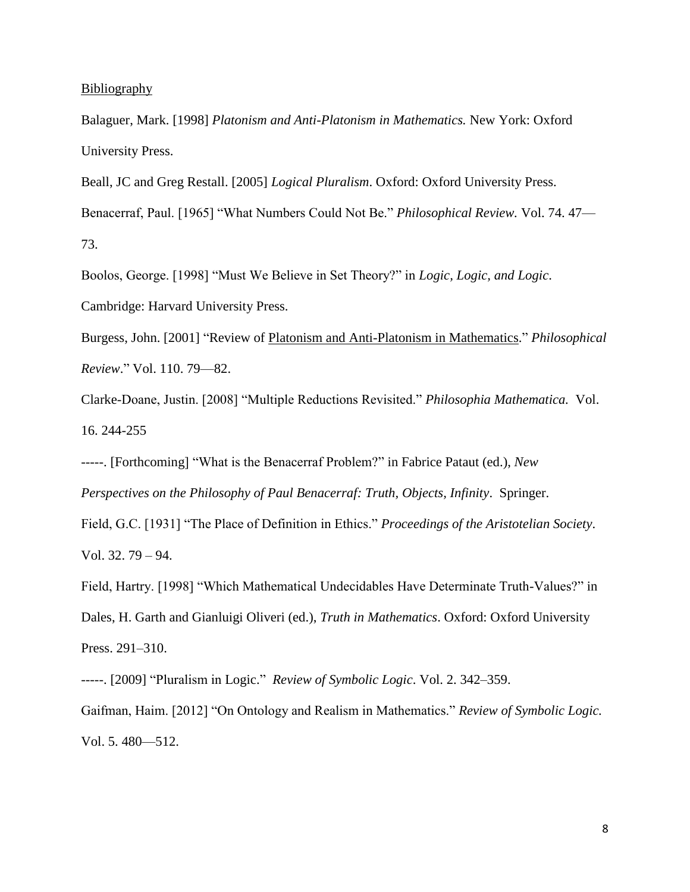Bibliography

Balaguer, Mark. [1998] *Platonism and Anti-Platonism in Mathematics.* New York: Oxford University Press.

Beall, JC and Greg Restall. [2005] *Logical Pluralism*. Oxford: Oxford University Press.

Benacerraf, Paul. [1965] "What Numbers Could Not Be." *Philosophical Review.* Vol. 74. 47—73.

Boolos, George. [1998] "Must We Believe in Set Theory?" in *Logic, Logic, and Logic*. Cambridge: Harvard University Press.

Burgess, John. [2001] "Review of Platonism and Anti-Platonism in Mathematics." *Philosophical Review*." Vol. 110. 79—82.

Clarke-Doane, Justin. [2008] "Multiple Reductions Revisited." *Philosophia Mathematica.* Vol. 16. 244-255

-----. [Forthcoming] "What is the Benacerraf Problem?" in Fabrice Pataut (ed.), *New Perspectives on the Philosophy of Paul Benacerraf: Truth, Objects, Infinity*. Springer.

Field, G.C. [1931] "The Place of Definition in Ethics." *Proceedings of the Aristotelian Society*. Vol. 32. 79 – 94.

Field, Hartry. [1998] "Which Mathematical Undecidables Have Determinate Truth-Values?" in Dales, H. Garth and Gianluigi Oliveri (ed.), *Truth in Mathematics*. Oxford: Oxford University Press. 291–310.

-----. [2009] "Pluralism in Logic." *Review of Symbolic Logic*. Vol. 2. 342–359.

Gaifman, Haim. [2012] "On Ontology and Realism in Mathematics." *Review of Symbolic Logic.* Vol. 5. 480—512.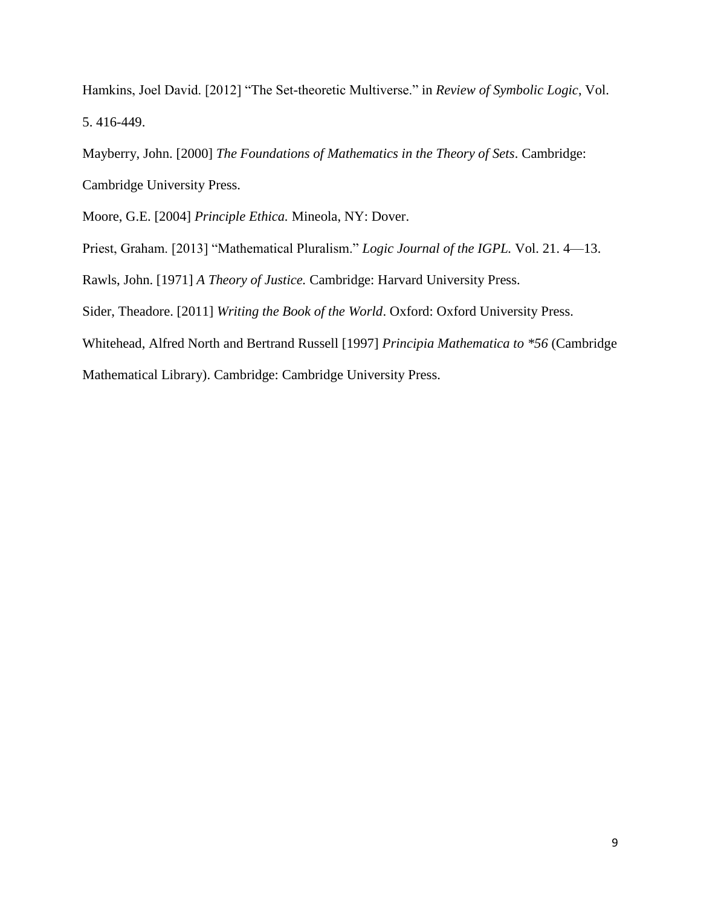Hamkins, Joel David. [2012] "The Set-theoretic Multiverse." in *Review of Symbolic Logic*, Vol. 5. 416-449.

Mayberry, John. [2000] *The Foundations of Mathematics in the Theory of Sets*. Cambridge: Cambridge University Press.

Moore, G.E. [2004] *Principle Ethica.* Mineola, NY: Dover.

Priest, Graham. [2013] "Mathematical Pluralism." *Logic Journal of the IGPL.* Vol. 21. 4—13.

Rawls, John. [1971] *A Theory of Justice.* Cambridge: Harvard University Press.

Sider, Theadore. [2011] *Writing the Book of the World*. Oxford: Oxford University Press.

Whitehead, Alfred North and Bertrand Russell [1997] *Principia Mathematica to *56* (Cambridge Mathematical Library). Cambridge: Cambridge University Press.